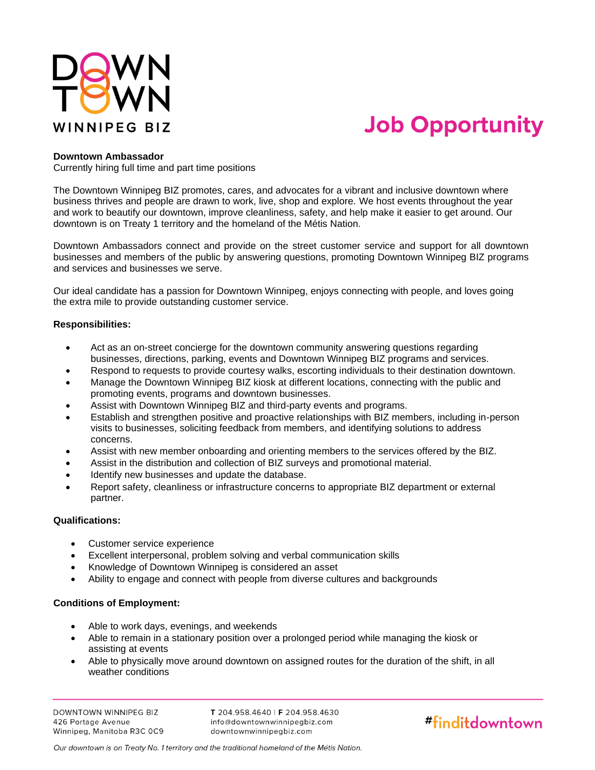# Job Opportunity

**Downtown Ambassador**
Currently hiring full time and part time positions

The Downtown Winnipeg BIZ promotes, cares, and advocates for a vibrant and inclusive downtown where business thrives and people are drawn to work, live, shop and explore. We host events throughout the year and work to beautify our downtown, improve cleanliness, safety, and help make it easier to get around. Our downtown is on Treaty 1 territory and the homeland of the Métis Nation.

Downtown Ambassadors connect and provide on the street customer service and support for all downtown businesses and members of the public by answering questions, promoting Downtown Winnipeg BIZ programs and services and businesses we serve.

Our ideal candidate has a passion for Downtown Winnipeg, enjoys connecting with people, and loves going the extra mile to provide outstanding customer service.

**Responsibilities:**

- Act as an on-street concierge for the downtown community answering questions regarding businesses, directions, parking, events and Downtown Winnipeg BIZ programs and services.
- Respond to requests to provide courtesy walks, escorting individuals to their destination downtown.
- Manage the Downtown Winnipeg BIZ kiosk at different locations, connecting with the public and promoting events, programs and downtown businesses.
- Assist with Downtown Winnipeg BIZ and third-party events and programs.
- Establish and strengthen positive and proactive relationships with BIZ members, including in-person visits to businesses, soliciting feedback from members, and identifying solutions to address concerns.
- Assist with new member onboarding and orienting members to the services offered by the BIZ.
- Assist in the distribution and collection of BIZ surveys and promotional material.
- Identify new businesses and update the database.
- Report safety, cleanliness or infrastructure concerns to appropriate BIZ department or external partner.

**Qualifications:**

- Customer service experience
- Excellent interpersonal, problem solving and verbal communication skills
- Knowledge of Downtown Winnipeg is considered an asset
- Ability to engage and connect with people from diverse cultures and backgrounds

**Conditions of Employment:**

- Able to work days, evenings, and weekends
- Able to remain in a stationary position over a prolonged period while managing the kiosk or assisting at events
- Able to physically move around downtown on assigned routes for the duration of the shift, in all weather conditions

DOWNTOWN WINNIPEG BIZ
426 Portage Avenue
Winnipeg, Manitoba R3C 0C9

**T** 204.958.4640 | **F** 204.958.4630
info@downtownwinnipegbiz.com
downtownwinnipegbiz.com

#finditdowntown

*Our downtown is on Treaty No. 1 territory and the traditional homeland of the Métis Nation.*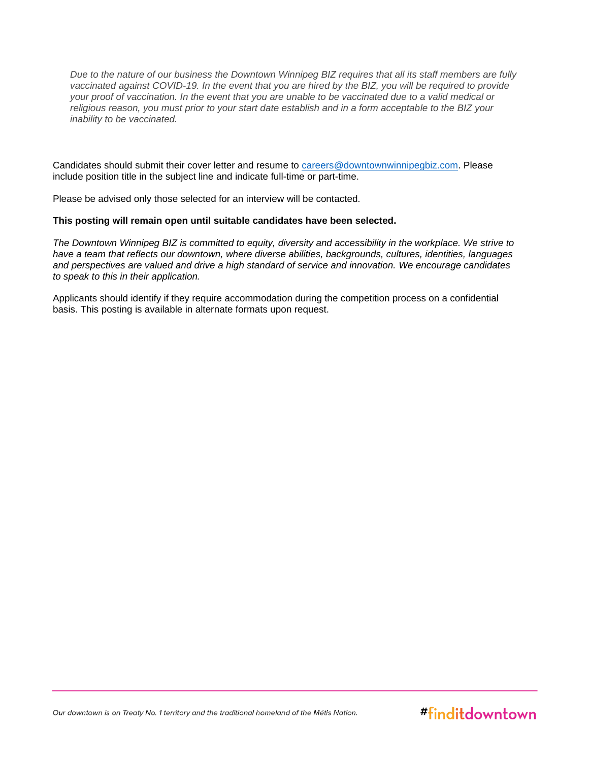*Due to the nature of our business the Downtown Winnipeg BIZ requires that all its staff members are fully vaccinated against COVID-19. In the event that you are hired by the BIZ, you will be required to provide your proof of vaccination. In the event that you are unable to be vaccinated due to a valid medical or religious reason, you must prior to your start date establish and in a form acceptable to the BIZ your inability to be vaccinated.*

Candidates should submit their cover letter and resume to careers@downtownwinnipegbiz.com. Please include position title in the subject line and indicate full-time or part-time.

Please be advised only those selected for an interview will be contacted.

**This posting will remain open until suitable candidates have been selected.**

*The Downtown Winnipeg BIZ is committed to equity, diversity and accessibility in the workplace. We strive to have a team that reflects our downtown, where diverse abilities, backgrounds, cultures, identities, languages and perspectives are valued and drive a high standard of service and innovation. We encourage candidates to speak to this in their application.*

Applicants should identify if they require accommodation during the competition process on a confidential basis. This posting is available in alternate formats upon request.

*Our downtown is on Treaty No. 1 territory and the traditional homeland of the Métis Nation.*

#finditdowntown